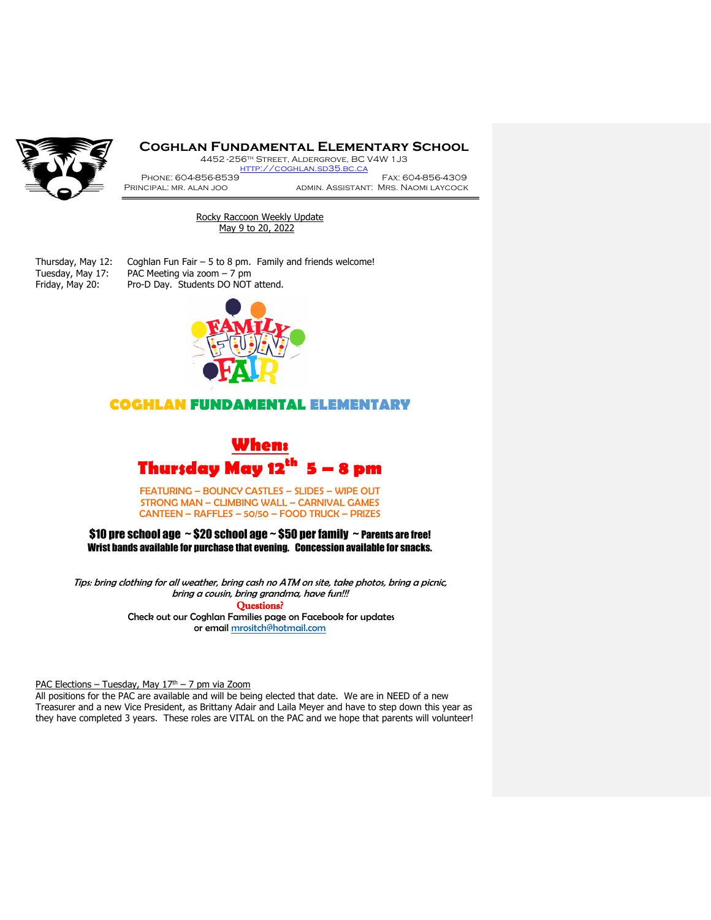# Coghlan Fundamental Elementary School

4452 -256th Street, Aldergrove, BC V4W 1J3
http://coghlan.sd35.bc.ca

Phone: 604-856-8539 Fax: 604-856-4309
Principal: Mr. Alan Joo Admin. Assistant: Mrs. Naomi Laycock

Rocky Raccoon Weekly Update
May 9 to 20, 2022

| | |
|---|---|
| Thursday, May 12: | Coghlan Fun Fair – 5 to 8 pm. Family and friends welcome! |
| Tuesday, May 17: | PAC Meeting via zoom – 7 pm |
| Friday, May 20: | Pro-D Day. Students DO NOT attend. |

FAMILY FUN FAIR

## COGHLAN FUNDAMENTAL ELEMENTARY

## When:

## Thursday May 12th 5 – 8 pm

FEATURING – BOUNCY CASTLES – SLIDES – WIPE OUT
STRONG MAN – CLIMBING WALL – CARNIVAL GAMES
CANTEEN – RAFFLES – 50/50 – FOOD TRUCK – PRIZES

**$10 pre school age ~ $20 school age ~ $50 per family ~ Parents are free!**
**Wrist bands available for purchase that evening. Concession available for snacks.**

*Tips: bring clothing for all weather, bring cash no ATM on site, take photos, bring a picnic, bring a cousin, bring grandma, have fun!!!*

**Questions?**
Check out our Coghlan Families page on Facebook for updates
or email mrositch@hotmail.com

PAC Elections – Tuesday, May 17th – 7 pm via Zoom

All positions for the PAC are available and will be being elected that date. We are in NEED of a new Treasurer and a new Vice President, as Brittany Adair and Laila Meyer and have to step down this year as they have completed 3 years. These roles are VITAL on the PAC and we hope that parents will volunteer!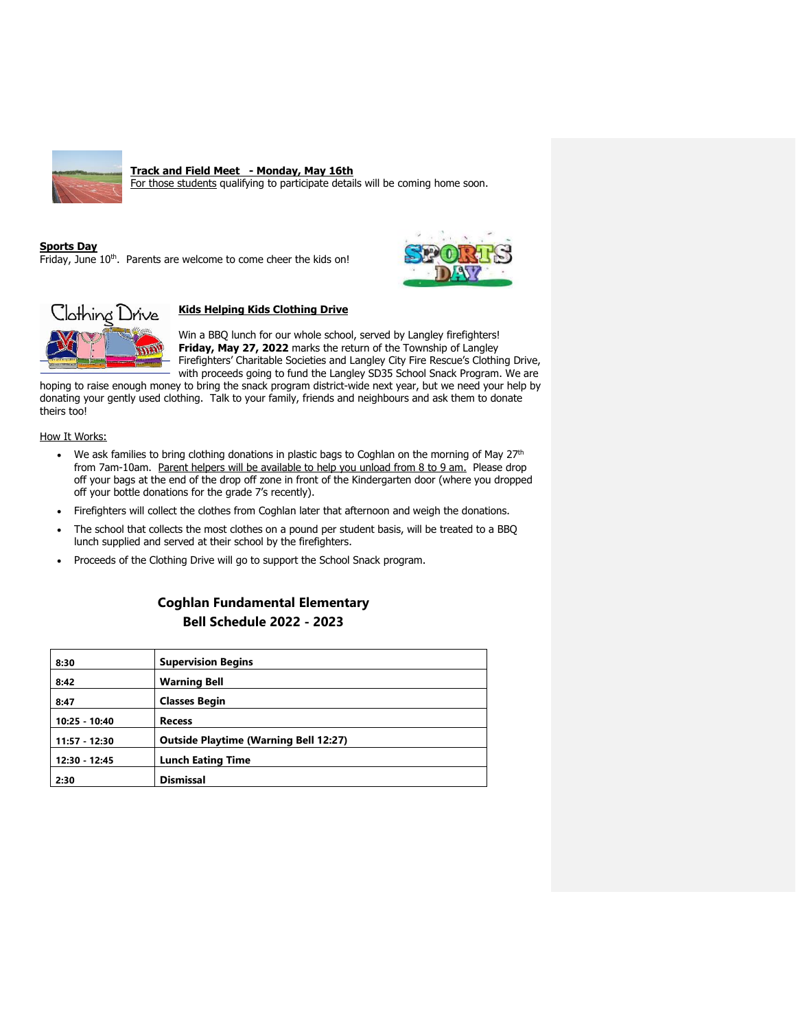**Track and Field Meet - Monday, May 16th**

For those students qualifying to participate details will be coming home soon.

**Sports Day**

Friday, June 10th. Parents are welcome to come cheer the kids on!

**Kids Helping Kids Clothing Drive**

Win a BBQ lunch for our whole school, served by Langley firefighters! **Friday, May 27, 2022** marks the return of the Township of Langley Firefighters' Charitable Societies and Langley City Fire Rescue's Clothing Drive, with proceeds going to fund the Langley SD35 School Snack Program. We are hoping to raise enough money to bring the snack program district-wide next year, but we need your help by donating your gently used clothing. Talk to your family, friends and neighbours and ask them to donate theirs too!

How It Works:

- We ask families to bring clothing donations in plastic bags to Coghlan on the morning of May 27th from 7am-10am. Parent helpers will be available to help you unload from 8 to 9 am. Please drop off your bags at the end of the drop off zone in front of the Kindergarten door (where you dropped off your bottle donations for the grade 7's recently).
- Firefighters will collect the clothes from Coghlan later that afternoon and weigh the donations.
- The school that collects the most clothes on a pound per student basis, will be treated to a BBQ lunch supplied and served at their school by the firefighters.
- Proceeds of the Clothing Drive will go to support the School Snack program.

## Coghlan Fundamental Elementary
## Bell Schedule 2022 - 2023

| | |
|---|---|
| **8:30** | **Supervision Begins** |
| **8:42** | **Warning Bell** |
| **8:47** | **Classes Begin** |
| **10:25 - 10:40** | **Recess** |
| **11:57 - 12:30** | **Outside Playtime (Warning Bell 12:27)** |
| **12:30 - 12:45** | **Lunch Eating Time** |
| **2:30** | **Dismissal** |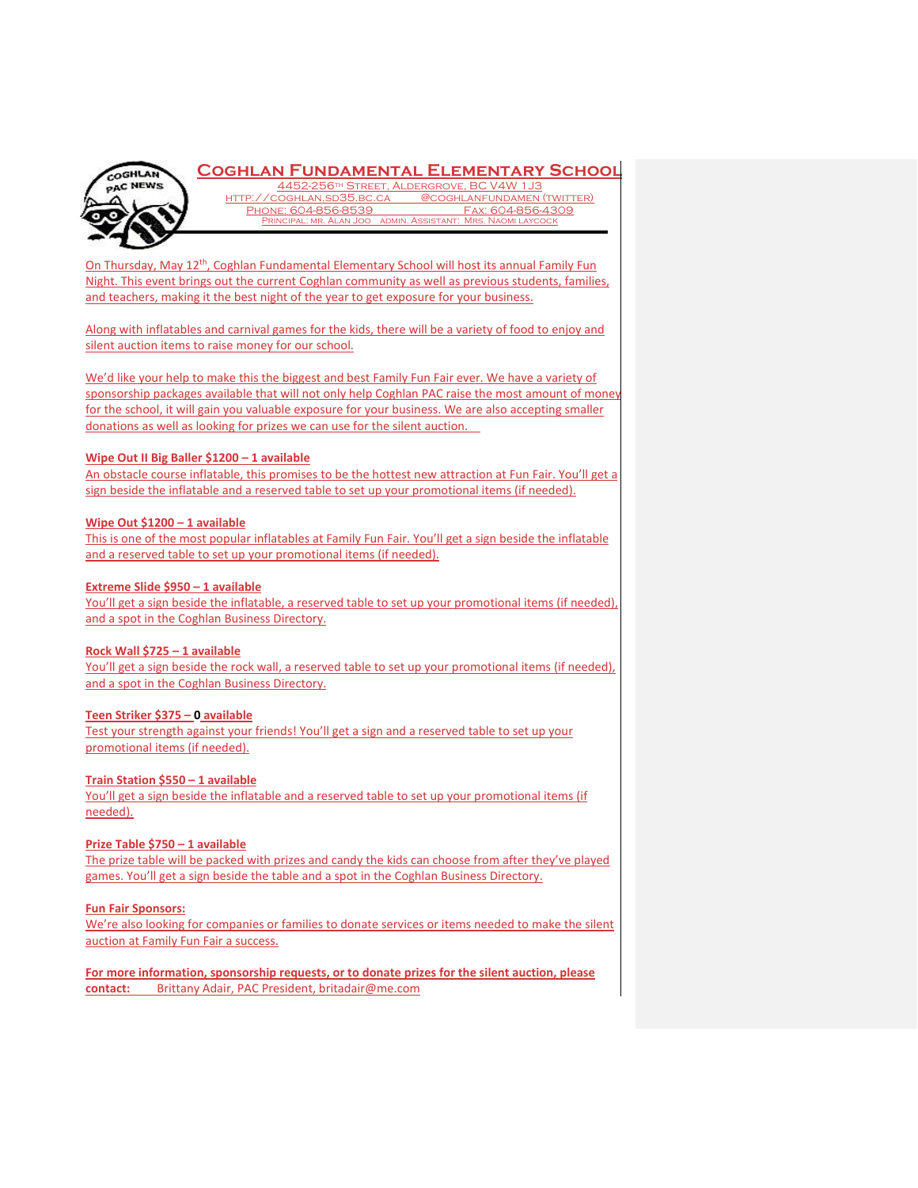# Coghlan Fundamental Elementary School

4452-256th Street, Aldergrove, BC V4W 1J3
http://coghlan.sd35.bc.ca @coghlanfundamen (twitter)
Phone: 604-856-8539 Fax: 604-856-4309
Principal: Mr. Alan Joo Admin. Assistant: Mrs. Naomi Laycock

On Thursday, May 12th, Coghlan Fundamental Elementary School will host its annual Family Fun Night. This event brings out the current Coghlan community as well as previous students, families, and teachers, making it the best night of the year to get exposure for your business.

Along with inflatables and carnival games for the kids, there will be a variety of food to enjoy and silent auction items to raise money for our school.

We'd like your help to make this the biggest and best Family Fun Fair ever. We have a variety of sponsorship packages available that will not only help Coghlan PAC raise the most amount of money for the school, it will gain you valuable exposure for your business. We are also accepting smaller donations as well as looking for prizes we can use for the silent auction.

**Wipe Out II Big Baller $1200 – 1 available**
An obstacle course inflatable, this promises to be the hottest new attraction at Fun Fair. You'll get a sign beside the inflatable and a reserved table to set up your promotional items (if needed).

**Wipe Out $1200 – 1 available**
This is one of the most popular inflatables at Family Fun Fair. You'll get a sign beside the inflatable and a reserved table to set up your promotional items (if needed).

**Extreme Slide $950 – 1 available**
You'll get a sign beside the inflatable, a reserved table to set up your promotional items (if needed), and a spot in the Coghlan Business Directory.

**Rock Wall $725 – 1 available**
You'll get a sign beside the rock wall, a reserved table to set up your promotional items (if needed), and a spot in the Coghlan Business Directory.

**Teen Striker $375 – 0 available**
Test your strength against your friends! You'll get a sign and a reserved table to set up your promotional items (if needed).

**Train Station $550 – 1 available**
You'll get a sign beside the inflatable and a reserved table to set up your promotional items (if needed).

**Prize Table $750 – 1 available**
The prize table will be packed with prizes and candy the kids can choose from after they've played games. You'll get a sign beside the table and a spot in the Coghlan Business Directory.

**Fun Fair Sponsors:**
We're also looking for companies or families to donate services or items needed to make the silent auction at Family Fun Fair a success.

**For more information, sponsorship requests, or to donate prizes for the silent auction, please contact:** Brittany Adair, PAC President, britadair@me.com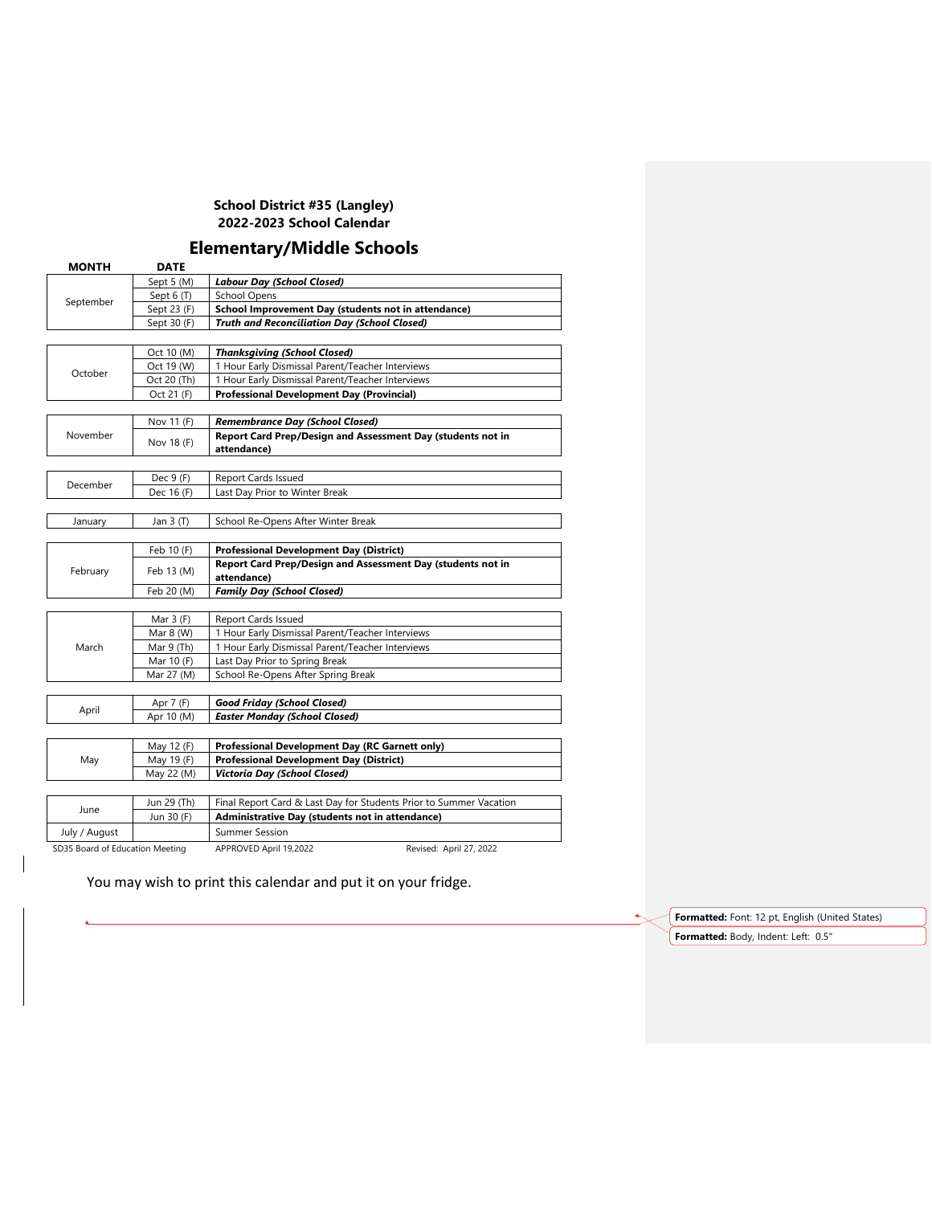**School District #35 (Langley)**
**2022-2023 School Calendar**

# Elementary/Middle Schools

| MONTH | DATE | |
|---|---|---|
| September | Sept 5 (M) | ***Labour Day (School Closed)*** |
| | Sept 6 (T) | School Opens |
| | Sept 23 (F) | **School Improvement Day (students not in attendance)** |
| | Sept 30 (F) | ***Truth and Reconciliation Day (School Closed)*** |
| October | Oct 10 (M) | ***Thanksgiving (School Closed)*** |
| | Oct 19 (W) | 1 Hour Early Dismissal Parent/Teacher Interviews |
| | Oct 20 (Th) | 1 Hour Early Dismissal Parent/Teacher Interviews |
| | Oct 21 (F) | **Professional Development Day (Provincial)** |
| November | Nov 11 (F) | ***Remembrance Day (School Closed)*** |
| | Nov 18 (F) | **Report Card Prep/Design and Assessment Day (students not in attendance)** |
| December | Dec 9 (F) | Report Cards Issued |
| | Dec 16 (F) | Last Day Prior to Winter Break |
| January | Jan 3 (T) | School Re-Opens After Winter Break |
| February | Feb 10 (F) | **Professional Development Day (District)** |
| | Feb 13 (M) | **Report Card Prep/Design and Assessment Day (students not in attendance)** |
| | Feb 20 (M) | ***Family Day (School Closed)*** |
| March | Mar 3 (F) | Report Cards Issued |
| | Mar 8 (W) | 1 Hour Early Dismissal Parent/Teacher Interviews |
| | Mar 9 (Th) | 1 Hour Early Dismissal Parent/Teacher Interviews |
| | Mar 10 (F) | Last Day Prior to Spring Break |
| | Mar 27 (M) | School Re-Opens After Spring Break |
| April | Apr 7 (F) | ***Good Friday (School Closed)*** |
| | Apr 10 (M) | ***Easter Monday (School Closed)*** |
| May | May 12 (F) | **Professional Development Day (RC Garnett only)** |
| | May 19 (F) | **Professional Development Day (District)** |
| | May 22 (M) | ***Victoria Day (School Closed)*** |
| June | Jun 29 (Th) | Final Report Card & Last Day for Students Prior to Summer Vacation |
| | Jun 30 (F) | **Administrative Day (students not in attendance)** |
| July / August | | Summer Session |

SD35 Board of Education Meeting APPROVED April 19,2022 Revised: April 27, 2022

You may wish to print this calendar and put it on your fridge.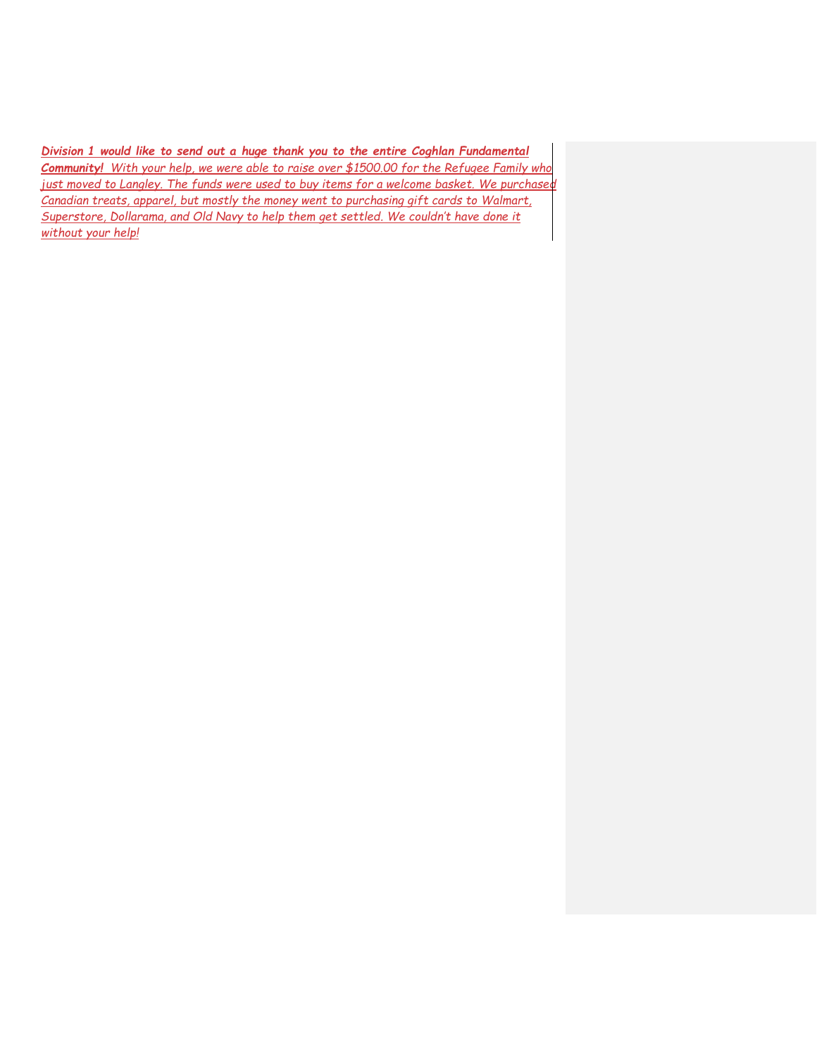***Division 1 would like to send out a huge thank you to the entire Coghlan Fundamental Community!*** *With your help, we were able to raise over $1500.00 for the Refugee Family who just moved to Langley. The funds were used to buy items for a welcome basket. We purchased Canadian treats, apparel, but mostly the money went to purchasing gift cards to Walmart, Superstore, Dollarama, and Old Navy to help them get settled. We couldn't have done it without your help!*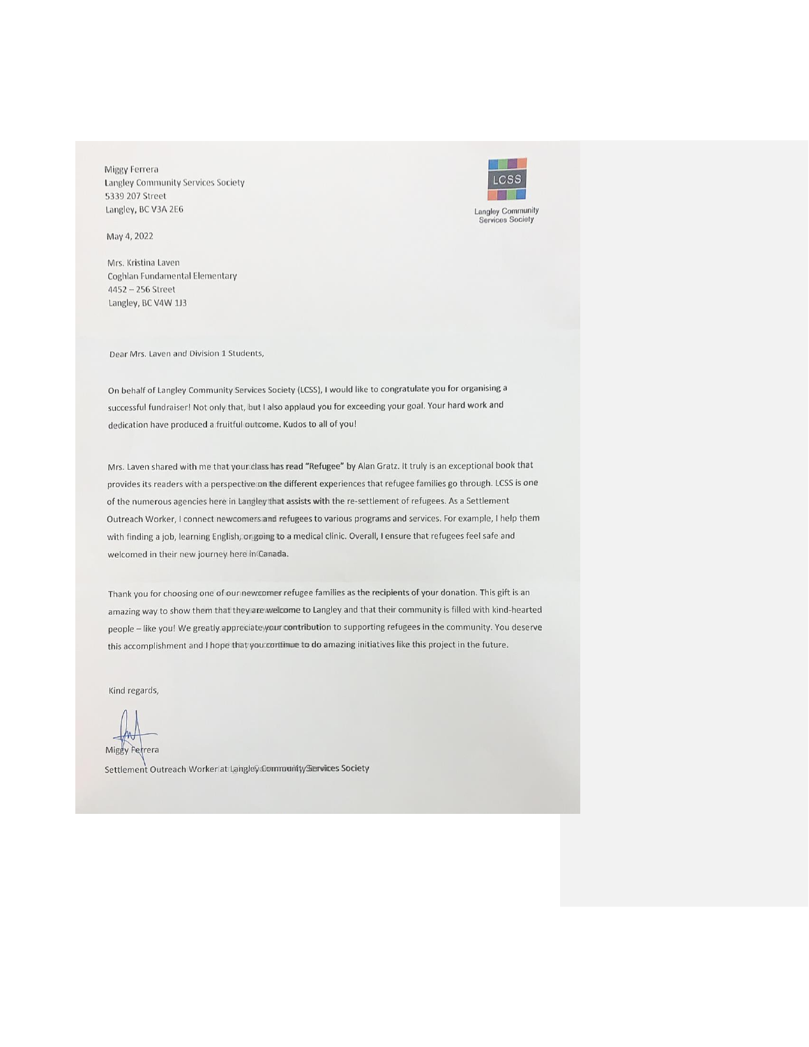Miggy Ferrera
Langley Community Services Society
5339 207 Street
Langley, BC V3A 2E6

LCSS
Langley Community Services Society

May 4, 2022

Mrs. Kristina Laven
Coghlan Fundamental Elementary
4452 – 256 Street
Langley, BC V4W 1J3

Dear Mrs. Laven and Division 1 Students,

On behalf of Langley Community Services Society (LCSS), I would like to congratulate you for organising a successful fundraiser! Not only that, but I also applaud you for exceeding your goal. Your hard work and dedication have produced a fruitful outcome. Kudos to all of you!

Mrs. Laven shared with me that your class has read "Refugee" by Alan Gratz. It truly is an exceptional book that provides its readers with a perspective on the different experiences that refugee families go through. LCSS is one of the numerous agencies here in Langley that assists with the re-settlement of refugees. As a Settlement Outreach Worker, I connect newcomers and refugees to various programs and services. For example, I help them with finding a job, learning English, or going to a medical clinic. Overall, I ensure that refugees feel safe and welcomed in their new journey here in Canada.

Thank you for choosing one of our newcomer refugee families as the recipients of your donation. This gift is an amazing way to show them that they are welcome to Langley and that their community is filled with kind-hearted people – like you! We greatly appreciate your contribution to supporting refugees in the community. You deserve this accomplishment and I hope that you continue to do amazing initiatives like this project in the future.

Kind regards,

Miggy Ferrera
Settlement Outreach Worker at Langley Community Services Society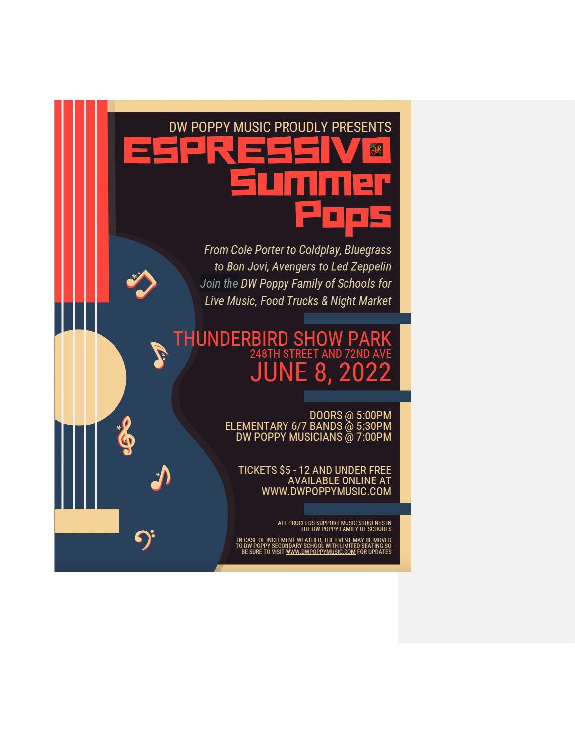DW POPPY MUSIC PROUDLY PRESENTS

# ESPRESSIVO Summer Pops

*From Cole Porter to Coldplay, Bluegrass to Bon Jovi, Avengers to Led Zeppelin Join the DW Poppy Family of Schools for Live Music, Food Trucks & Night Market*

## THUNDERBIRD SHOW PARK

248TH STREET AND 72ND AVE

## JUNE 8, 2022

DOORS @ 5:00PM
ELEMENTARY 6/7 BANDS @ 5:30PM
DW POPPY MUSICIANS @ 7:00PM

TICKETS $5 - 12 AND UNDER FREE
AVAILABLE ONLINE AT
WWW.DWPOPPYMUSIC.COM

ALL PROCEEDS SUPPORT MUSIC STUDENTS IN THE DW POPPY FAMILY OF SCHOOLS

IN CASE OF INCLEMENT WEATHER, THE EVENT MAY BE MOVED TO DW POPPY SECONDARY SCHOOL WITH LIMITED SEATING SO BE SURE TO VISIT WWW.DWPOPPYMUSIC.COM FOR UPDATES